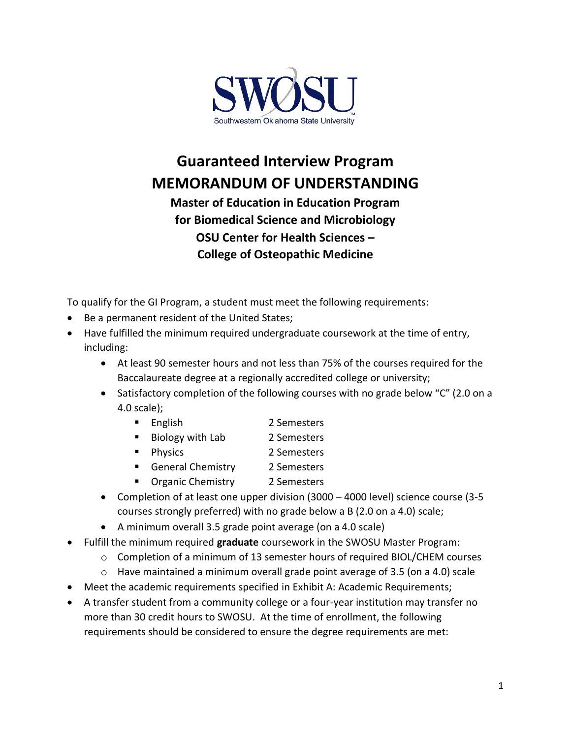SWOSU

Southwestern Oklahoma State University

# Guaranteed Interview Program
# MEMORANDUM OF UNDERSTANDING

## Master of Education in Education Program for Biomedical Science and Microbiology OSU Center for Health Sciences – College of Osteopathic Medicine

To qualify for the GI Program, a student must meet the following requirements:

- Be a permanent resident of the United States;
- Have fulfilled the minimum required undergraduate coursework at the time of entry, including:
  - At least 90 semester hours and not less than 75% of the courses required for the Baccalaureate degree at a regionally accredited college or university;
  - Satisfactory completion of the following courses with no grade below "C" (2.0 on a 4.0 scale);
    - English 2 Semesters
    - Biology with Lab 2 Semesters
    - Physics 2 Semesters
    - General Chemistry 2 Semesters
    - Organic Chemistry 2 Semesters
  - Completion of at least one upper division (3000 – 4000 level) science course (3-5 courses strongly preferred) with no grade below a B (2.0 on a 4.0) scale;
  - A minimum overall 3.5 grade point average (on a 4.0 scale)
- Fulfill the minimum required **graduate** coursework in the SWOSU Master Program:
  - Completion of a minimum of 13 semester hours of required BIOL/CHEM courses
  - Have maintained a minimum overall grade point average of 3.5 (on a 4.0) scale
- Meet the academic requirements specified in Exhibit A: Academic Requirements;
- A transfer student from a community college or a four-year institution may transfer no more than 30 credit hours to SWOSU. At the time of enrollment, the following requirements should be considered to ensure the degree requirements are met: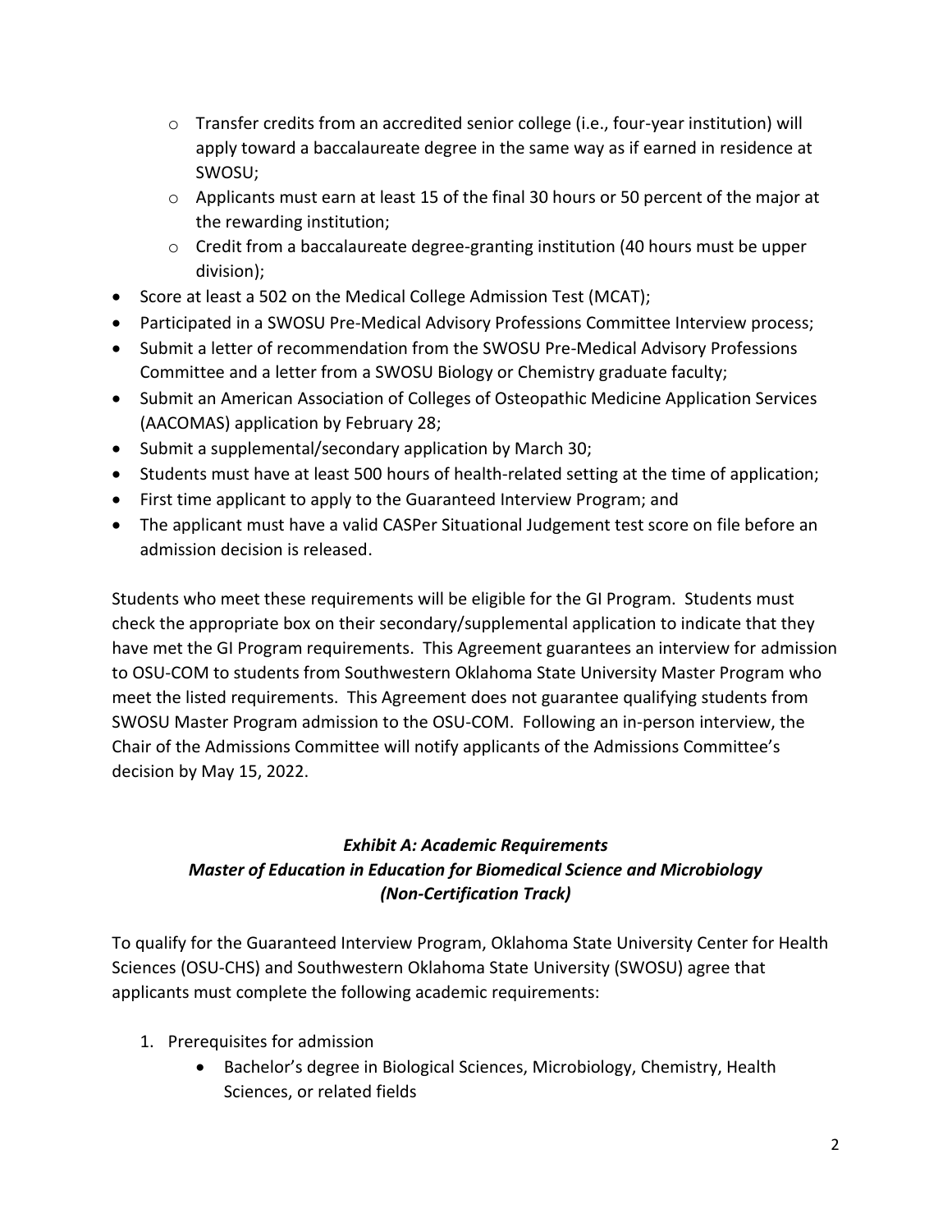- Transfer credits from an accredited senior college (i.e., four-year institution) will apply toward a baccalaureate degree in the same way as if earned in residence at SWOSU;
  - Applicants must earn at least 15 of the final 30 hours or 50 percent of the major at the rewarding institution;
  - Credit from a baccalaureate degree-granting institution (40 hours must be upper division);
- Score at least a 502 on the Medical College Admission Test (MCAT);
- Participated in a SWOSU Pre-Medical Advisory Professions Committee Interview process;
- Submit a letter of recommendation from the SWOSU Pre-Medical Advisory Professions Committee and a letter from a SWOSU Biology or Chemistry graduate faculty;
- Submit an American Association of Colleges of Osteopathic Medicine Application Services (AACOMAS) application by February 28;
- Submit a supplemental/secondary application by March 30;
- Students must have at least 500 hours of health-related setting at the time of application;
- First time applicant to apply to the Guaranteed Interview Program; and
- The applicant must have a valid CASPer Situational Judgement test score on file before an admission decision is released.

Students who meet these requirements will be eligible for the GI Program. Students must check the appropriate box on their secondary/supplemental application to indicate that they have met the GI Program requirements. This Agreement guarantees an interview for admission to OSU-COM to students from Southwestern Oklahoma State University Master Program who meet the listed requirements. This Agreement does not guarantee qualifying students from SWOSU Master Program admission to the OSU-COM. Following an in-person interview, the Chair of the Admissions Committee will notify applicants of the Admissions Committee's decision by May 15, 2022.

### *Exhibit A: Academic Requirements*
### *Master of Education in Education for Biomedical Science and Microbiology (Non-Certification Track)*

To qualify for the Guaranteed Interview Program, Oklahoma State University Center for Health Sciences (OSU-CHS) and Southwestern Oklahoma State University (SWOSU) agree that applicants must complete the following academic requirements:

1. Prerequisites for admission
   - Bachelor's degree in Biological Sciences, Microbiology, Chemistry, Health Sciences, or related fields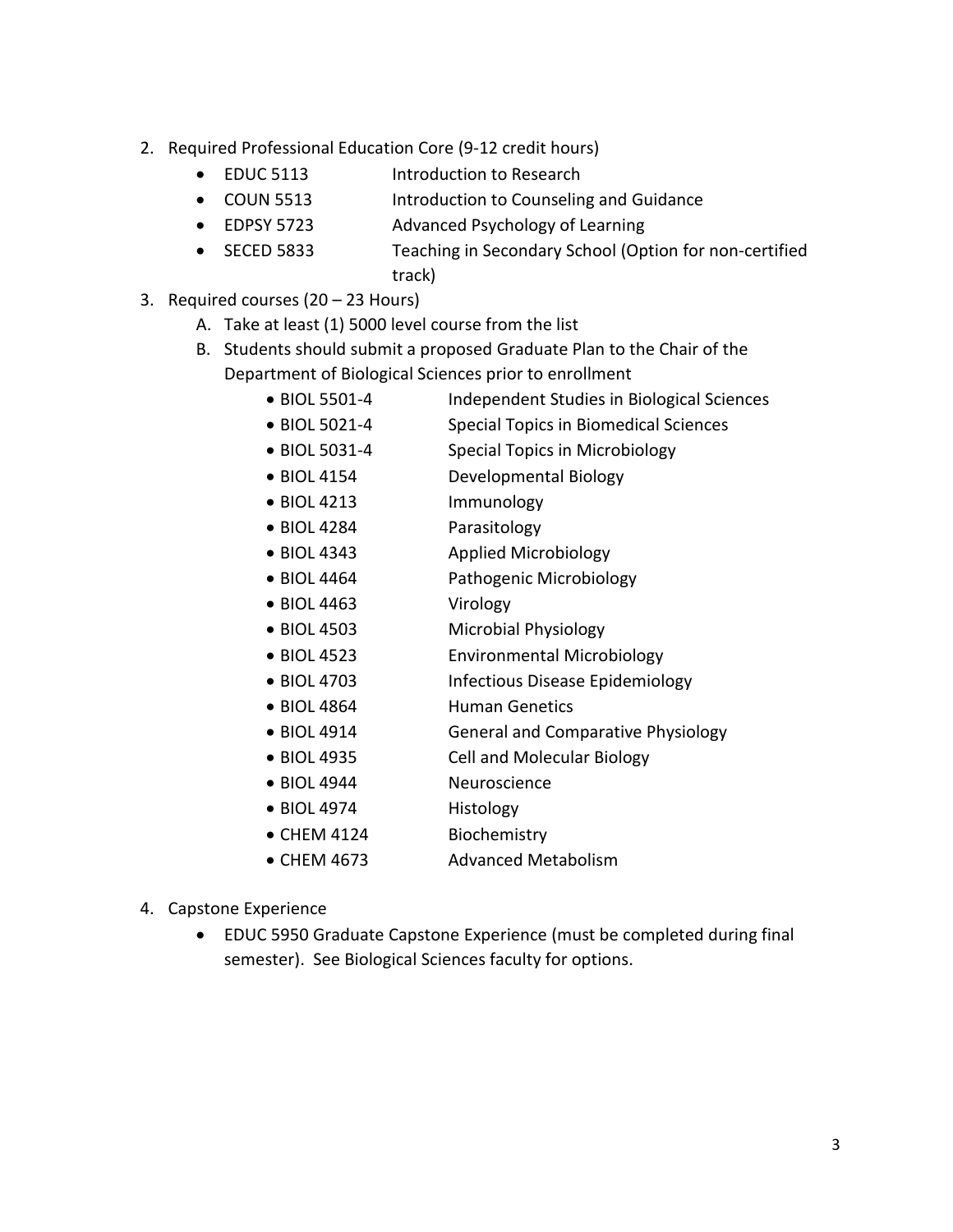2. Required Professional Education Core (9-12 credit hours)
   - EDUC 5113 Introduction to Research
   - COUN 5513 Introduction to Counseling and Guidance
   - EDPSY 5723 Advanced Psychology of Learning
   - SECED 5833 Teaching in Secondary School (Option for non-certified track)
3. Required courses (20 – 23 Hours)
   A. Take at least (1) 5000 level course from the list
   B. Students should submit a proposed Graduate Plan to the Chair of the Department of Biological Sciences prior to enrollment
      - BIOL 5501-4 Independent Studies in Biological Sciences
      - BIOL 5021-4 Special Topics in Biomedical Sciences
      - BIOL 5031-4 Special Topics in Microbiology
      - BIOL 4154 Developmental Biology
      - BIOL 4213 Immunology
      - BIOL 4284 Parasitology
      - BIOL 4343 Applied Microbiology
      - BIOL 4464 Pathogenic Microbiology
      - BIOL 4463 Virology
      - BIOL 4503 Microbial Physiology
      - BIOL 4523 Environmental Microbiology
      - BIOL 4703 Infectious Disease Epidemiology
      - BIOL 4864 Human Genetics
      - BIOL 4914 General and Comparative Physiology
      - BIOL 4935 Cell and Molecular Biology
      - BIOL 4944 Neuroscience
      - BIOL 4974 Histology
      - CHEM 4124 Biochemistry
      - CHEM 4673 Advanced Metabolism
4. Capstone Experience
   - EDUC 5950 Graduate Capstone Experience (must be completed during final semester). See Biological Sciences faculty for options.